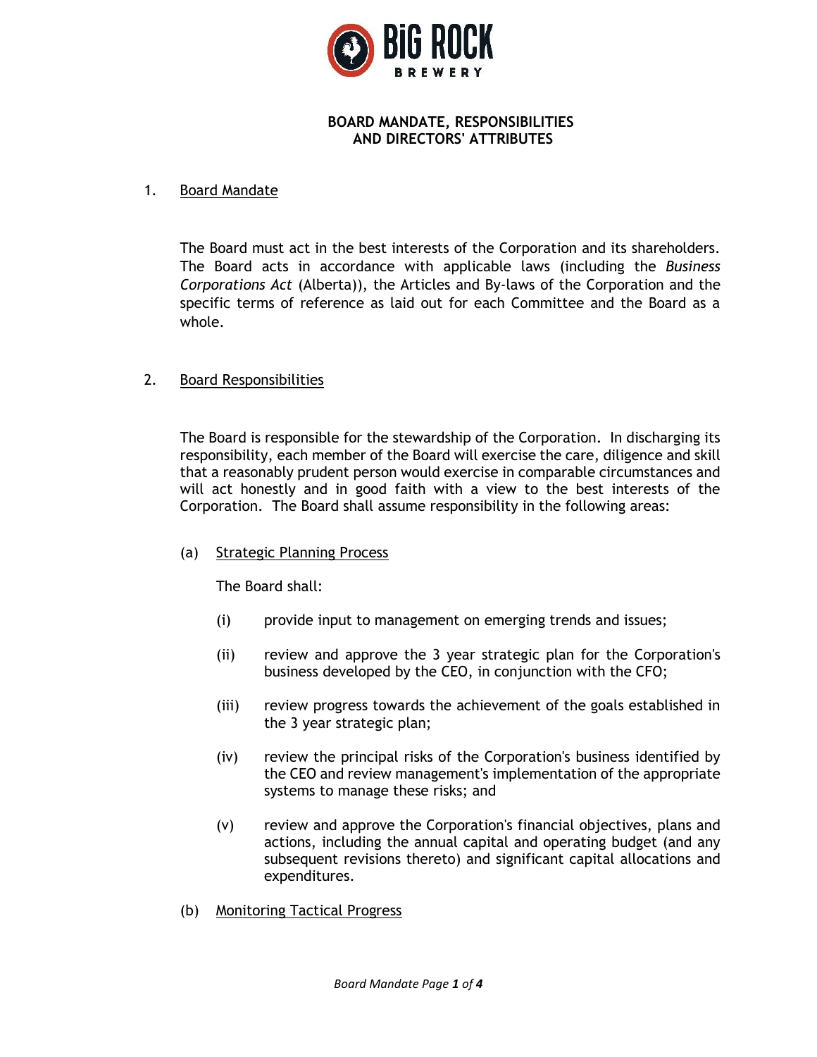# BOARD MANDATE, RESPONSIBILITIES AND DIRECTORS' ATTRIBUTES

## 1. Board Mandate

The Board must act in the best interests of the Corporation and its shareholders. The Board acts in accordance with applicable laws (including the *Business Corporations Act* (Alberta)), the Articles and By-laws of the Corporation and the specific terms of reference as laid out for each Committee and the Board as a whole.

## 2. Board Responsibilities

The Board is responsible for the stewardship of the Corporation. In discharging its responsibility, each member of the Board will exercise the care, diligence and skill that a reasonably prudent person would exercise in comparable circumstances and will act honestly and in good faith with a view to the best interests of the Corporation. The Board shall assume responsibility in the following areas:

### (a) Strategic Planning Process

The Board shall:

- (i) provide input to management on emerging trends and issues;
- (ii) review and approve the 3 year strategic plan for the Corporation's business developed by the CEO, in conjunction with the CFO;
- (iii) review progress towards the achievement of the goals established in the 3 year strategic plan;
- (iv) review the principal risks of the Corporation's business identified by the CEO and review management's implementation of the appropriate systems to manage these risks; and
- (v) review and approve the Corporation's financial objectives, plans and actions, including the annual capital and operating budget (and any subsequent revisions thereto) and significant capital allocations and expenditures.

### (b) Monitoring Tactical Progress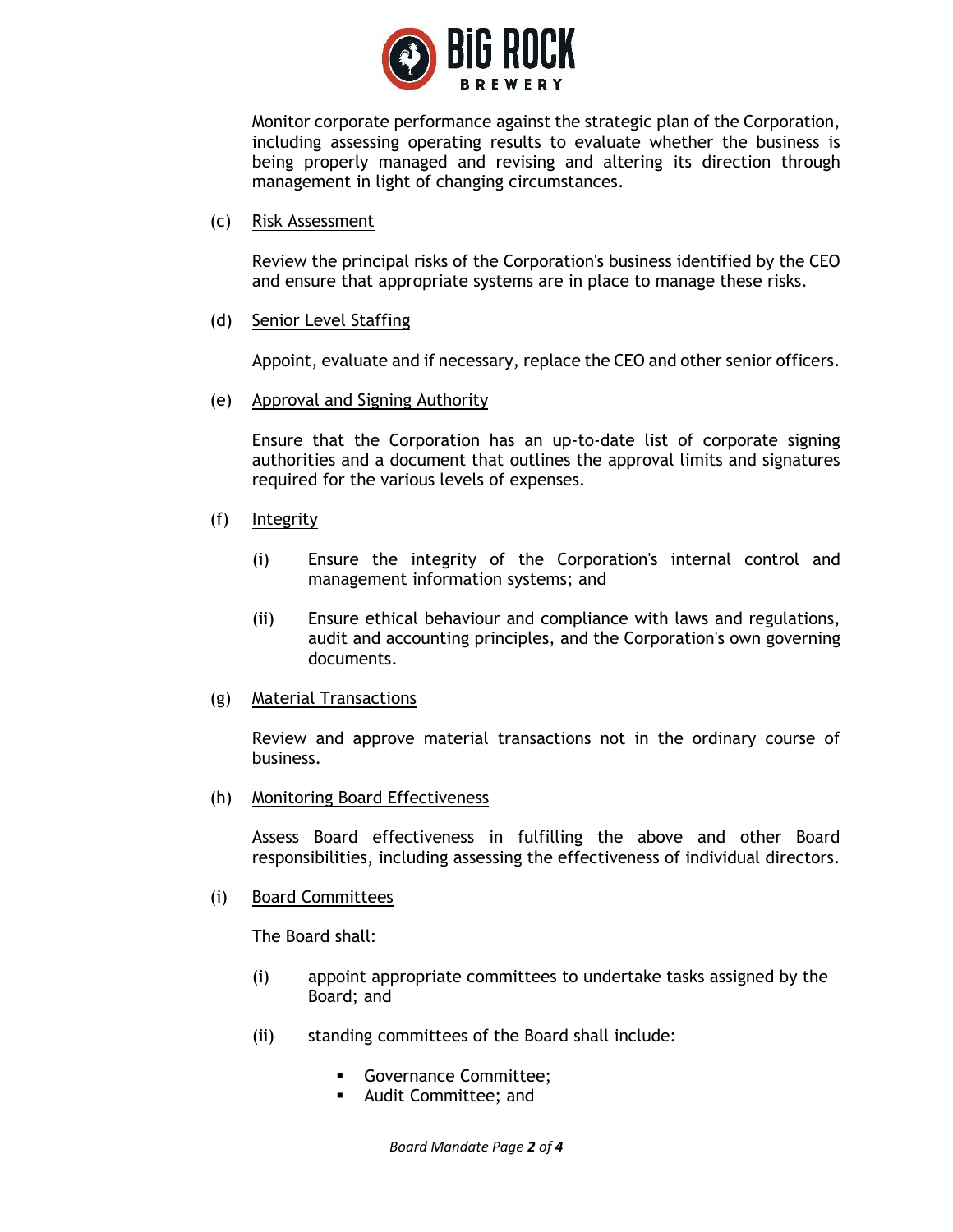Monitor corporate performance against the strategic plan of the Corporation, including assessing operating results to evaluate whether the business is being properly managed and revising and altering its direction through management in light of changing circumstances.

(c) Risk Assessment

Review the principal risks of the Corporation's business identified by the CEO and ensure that appropriate systems are in place to manage these risks.

(d) Senior Level Staffing

Appoint, evaluate and if necessary, replace the CEO and other senior officers.

(e) Approval and Signing Authority

Ensure that the Corporation has an up-to-date list of corporate signing authorities and a document that outlines the approval limits and signatures required for the various levels of expenses.

(f) Integrity

(i) Ensure the integrity of the Corporation's internal control and management information systems; and

(ii) Ensure ethical behaviour and compliance with laws and regulations, audit and accounting principles, and the Corporation's own governing documents.

(g) Material Transactions

Review and approve material transactions not in the ordinary course of business.

(h) Monitoring Board Effectiveness

Assess Board effectiveness in fulfilling the above and other Board responsibilities, including assessing the effectiveness of individual directors.

(i) Board Committees

The Board shall:

(i) appoint appropriate committees to undertake tasks assigned by the Board; and

(ii) standing committees of the Board shall include:

- Governance Committee;
- Audit Committee; and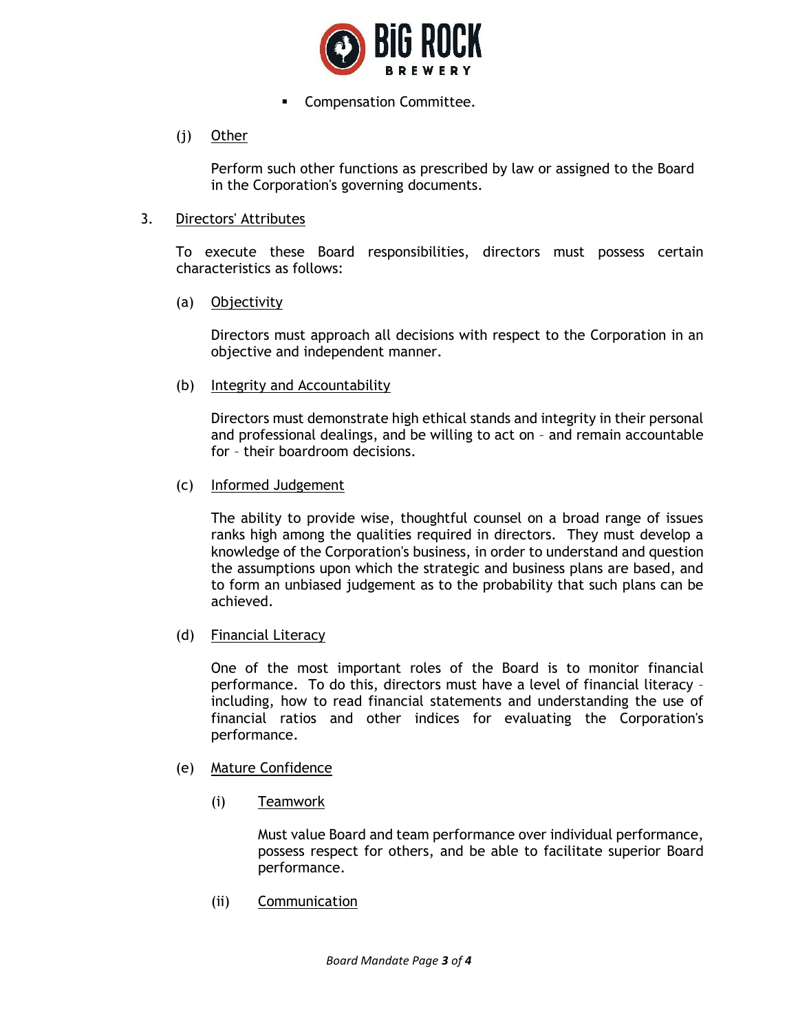- Compensation Committee.

(j) Other

Perform such other functions as prescribed by law or assigned to the Board in the Corporation's governing documents.

3. Directors' Attributes

To execute these Board responsibilities, directors must possess certain characteristics as follows:

(a) Objectivity

Directors must approach all decisions with respect to the Corporation in an objective and independent manner.

(b) Integrity and Accountability

Directors must demonstrate high ethical stands and integrity in their personal and professional dealings, and be willing to act on – and remain accountable for – their boardroom decisions.

(c) Informed Judgement

The ability to provide wise, thoughtful counsel on a broad range of issues ranks high among the qualities required in directors. They must develop a knowledge of the Corporation's business, in order to understand and question the assumptions upon which the strategic and business plans are based, and to form an unbiased judgement as to the probability that such plans can be achieved.

(d) Financial Literacy

One of the most important roles of the Board is to monitor financial performance. To do this, directors must have a level of financial literacy – including, how to read financial statements and understanding the use of financial ratios and other indices for evaluating the Corporation's performance.

(e) Mature Confidence

(i) Teamwork

Must value Board and team performance over individual performance, possess respect for others, and be able to facilitate superior Board performance.

(ii) Communication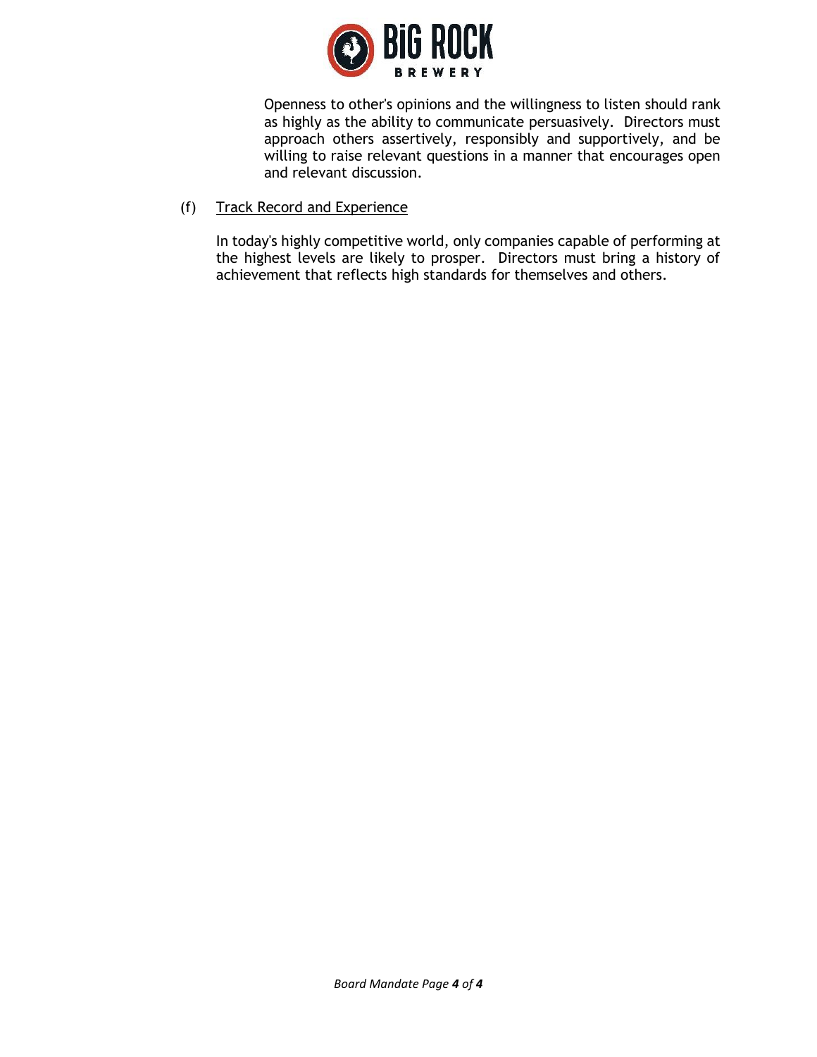Openness to other's opinions and the willingness to listen should rank as highly as the ability to communicate persuasively. Directors must approach others assertively, responsibly and supportively, and be willing to raise relevant questions in a manner that encourages open and relevant discussion.

(f) Track Record and Experience

In today's highly competitive world, only companies capable of performing at the highest levels are likely to prosper. Directors must bring a history of achievement that reflects high standards for themselves and others.